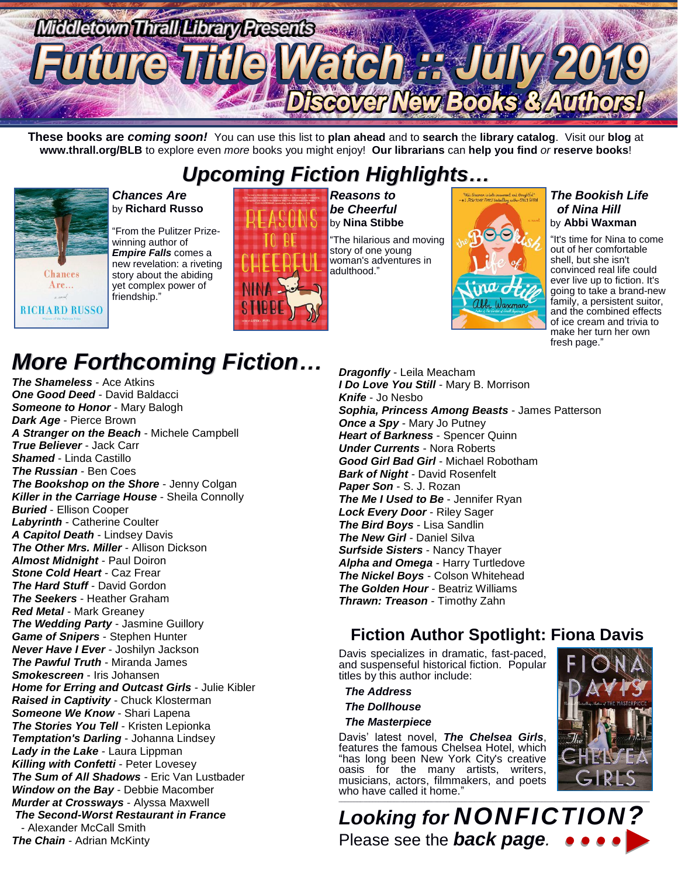Middletown Thrall Library Presents

# Future Title Watch :: July 2019

## Discover New Books & Authors!

**These books are *coming soon!*** You can use this list to **plan ahead** and to **search** the **library catalog**. Visit our **blog** at **www.thrall.org/BLB** to explore even *more* books you might enjoy! **Our librarians** can **help you find** *or* **reserve books**!

## *Upcoming Fiction Highlights…*

***Chances Are*** by **Richard Russo**

"From the Pulitzer Prize-winning author of ***Empire Falls*** comes a new revelation: a riveting story about the abiding yet complex power of friendship."

***Reasons to be Cheerful*** by **Nina Stibbe**

"The hilarious and moving story of one young woman's adventures in adulthood."

***The Bookish Life of Nina Hill*** by **Abbi Waxman**

"It's time for Nina to come out of her comfortable shell, but she isn't convinced real life could ever live up to fiction. It's going to take a brand-new family, a persistent suitor, and the combined effects of ice cream and trivia to make her turn her own fresh page."

## *More Forthcoming Fiction…*

- ***The Shameless*** - Ace Atkins
- ***One Good Deed*** - David Baldacci
- ***Someone to Honor*** - Mary Balogh
- ***Dark Age*** - Pierce Brown
- ***A Stranger on the Beach*** - Michele Campbell
- ***True Believer*** - Jack Carr
- ***Shamed*** - Linda Castillo
- ***The Russian*** - Ben Coes
- ***The Bookshop on the Shore*** - Jenny Colgan
- ***Killer in the Carriage House*** - Sheila Connolly
- ***Buried*** - Ellison Cooper
- ***Labyrinth*** - Catherine Coulter
- ***A Capitol Death*** - Lindsey Davis
- ***The Other Mrs. Miller*** - Allison Dickson
- ***Almost Midnight*** - Paul Doiron
- ***Stone Cold Heart*** - Caz Frear
- ***The Hard Stuff*** - David Gordon
- ***The Seekers*** - Heather Graham
- ***Red Metal*** - Mark Greaney
- ***The Wedding Party*** - Jasmine Guillory
- ***Game of Snipers*** - Stephen Hunter
- ***Never Have I Ever*** - Joshilyn Jackson
- ***The Pawful Truth*** - Miranda James
- ***Smokescreen*** - Iris Johansen
- ***Home for Erring and Outcast Girls*** - Julie Kibler
- ***Raised in Captivity*** - Chuck Klosterman
- ***Someone We Know*** - Shari Lapena
- ***The Stories You Tell*** - Kristen Lepionka
- ***Temptation's Darling*** - Johanna Lindsey
- ***Lady in the Lake*** - Laura Lippman
- ***Killing with Confetti*** - Peter Lovesey
- ***The Sum of All Shadows*** - Eric Van Lustbader
- ***Window on the Bay*** - Debbie Macomber
- ***Murder at Crossways*** - Alyssa Maxwell
- ***The Second-Worst Restaurant in France*** - Alexander McCall Smith
- ***The Chain*** - Adrian McKinty
- ***Dragonfly*** - Leila Meacham
- ***I Do Love You Still*** - Mary B. Morrison
- ***Knife*** - Jo Nesbo
- ***Sophia, Princess Among Beasts*** - James Patterson
- ***Once a Spy*** - Mary Jo Putney
- ***Heart of Barkness*** - Spencer Quinn
- ***Under Currents*** - Nora Roberts
- ***Good Girl Bad Girl*** - Michael Robotham
- ***Bark of Night*** - David Rosenfelt
- ***Paper Son*** - S. J. Rozan
- ***The Me I Used to Be*** - Jennifer Ryan
- ***Lock Every Door*** - Riley Sager
- ***The Bird Boys*** - Lisa Sandlin
- ***The New Girl*** - Daniel Silva
- ***Surfside Sisters*** - Nancy Thayer
- ***Alpha and Omega*** - Harry Turtledove
- ***The Nickel Boys*** - Colson Whitehead
- ***The Golden Hour*** - Beatriz Williams
- ***Thrawn: Treason*** - Timothy Zahn

## Fiction Author Spotlight: Fiona Davis

Davis specializes in dramatic, fast-paced, and suspenseful historical fiction. Popular titles by this author include:

- ***The Address***
- ***The Dollhouse***
- ***The Masterpiece***

Davis' latest novel, ***The Chelsea Girls***, features the famous Chelsea Hotel, which "has long been New York City's creative oasis for the many artists, writers, musicians, actors, filmmakers, and poets who have called it home."

## *Looking for NONFICTION?*

Please see the ***back page.***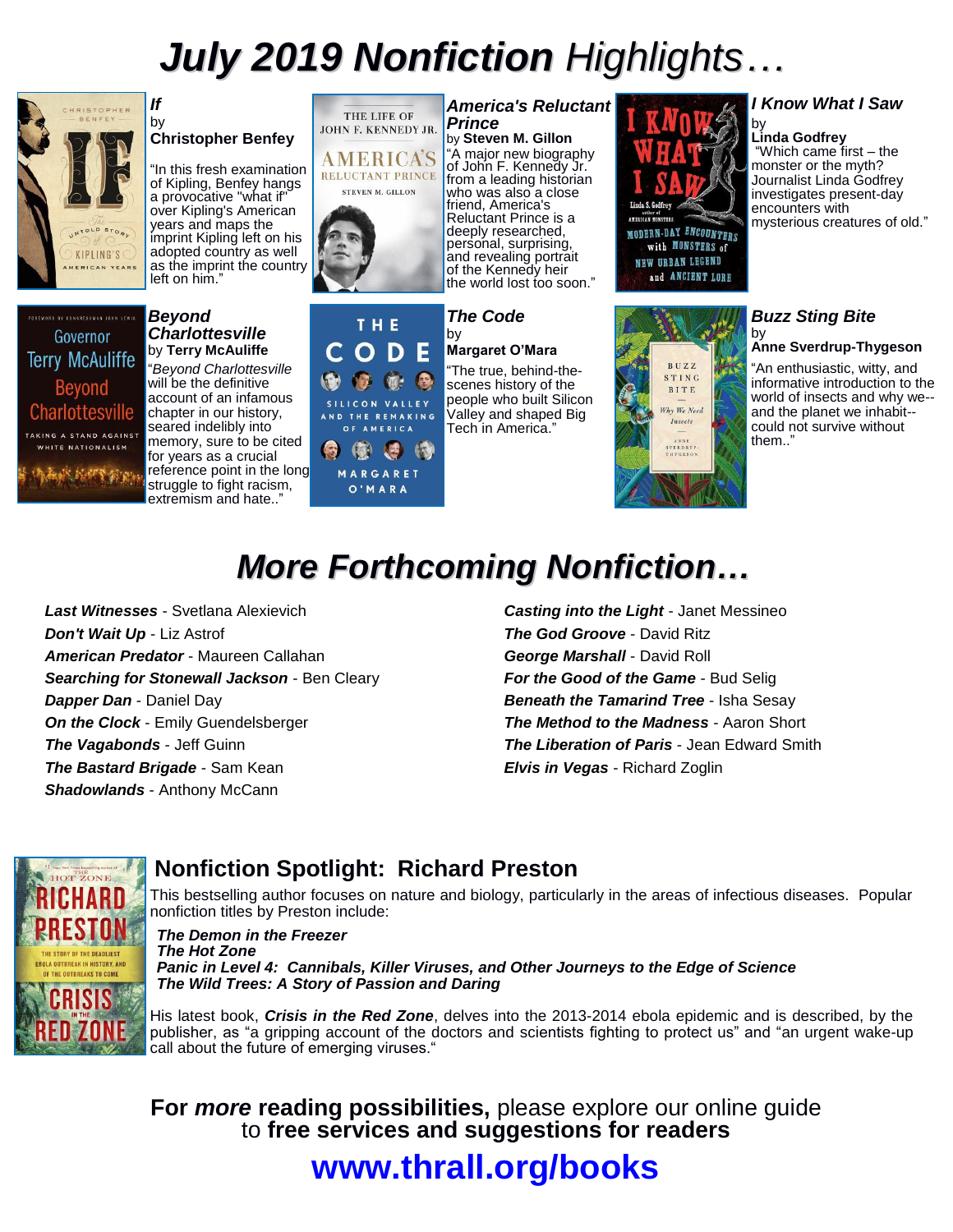# *July 2019 Nonfiction* Highlights…

***If***
by
**Christopher Benfey**

"In this fresh examination of Kipling, Benfey hangs a provocative "what if" over Kipling's American years and maps the imprint Kipling left on his adopted country as well as the imprint the country left on him."

***America's Reluctant Prince***
by **Steven M. Gillon**
"A major new biography of John F. Kennedy Jr. from a leading historian who was also a close friend, America's Reluctant Prince is a deeply researched, personal, surprising, and revealing portrait of the Kennedy heir the world lost too soon."

***I Know What I Saw***
by
**Linda Godfrey**
"Which came first – the monster or the myth? Journalist Linda Godfrey investigates present-day encounters with mysterious creatures of old."

***Beyond Charlottesville***
by **Terry McAuliffe**
"*Beyond Charlottesville* will be the definitive account of an infamous chapter in our history, seared indelibly into memory, sure to be cited for years as a crucial reference point in the long struggle to fight racism, extremism and hate.."

***The Code***
by
**Margaret O'Mara**
"The true, behind-the-scenes history of the people who built Silicon Valley and shaped Big Tech in America."

***Buzz Sting Bite***
by
**Anne Sverdrup-Thygeson**
"An enthusiastic, witty, and informative introduction to the world of insects and why we--and the planet we inhabit--could not survive without them.."

# *More Forthcoming Nonfiction…*

***Last Witnesses*** - Svetlana Alexievich
***Don't Wait Up*** - Liz Astrof
***American Predator*** - Maureen Callahan
***Searching for Stonewall Jackson*** - Ben Cleary
***Dapper Dan*** - Daniel Day
***On the Clock*** - Emily Guendelsberger
***The Vagabonds*** - Jeff Guinn
***The Bastard Brigade*** - Sam Kean
***Shadowlands*** - Anthony McCann
***Casting into the Light*** - Janet Messineo
***The God Groove*** - David Ritz
***George Marshall*** - David Roll
***For the Good of the Game*** - Bud Selig
***Beneath the Tamarind Tree*** - Isha Sesay
***The Method to the Madness*** - Aaron Short
***The Liberation of Paris*** - Jean Edward Smith
***Elvis in Vegas*** - Richard Zoglin

## Nonfiction Spotlight: Richard Preston

This bestselling author focuses on nature and biology, particularly in the areas of infectious diseases. Popular nonfiction titles by Preston include:

***The Demon in the Freezer***
***The Hot Zone***
***Panic in Level 4: Cannibals, Killer Viruses, and Other Journeys to the Edge of Science***
***The Wild Trees: A Story of Passion and Daring***

His latest book, ***Crisis in the Red Zone***, delves into the 2013-2014 ebola epidemic and is described, by the publisher, as "a gripping account of the doctors and scientists fighting to protect us" and "an urgent wake-up call about the future of emerging viruses."

**For *more* reading possibilities,** please explore our online guide to **free services and suggestions for readers**

**www.thrall.org/books**